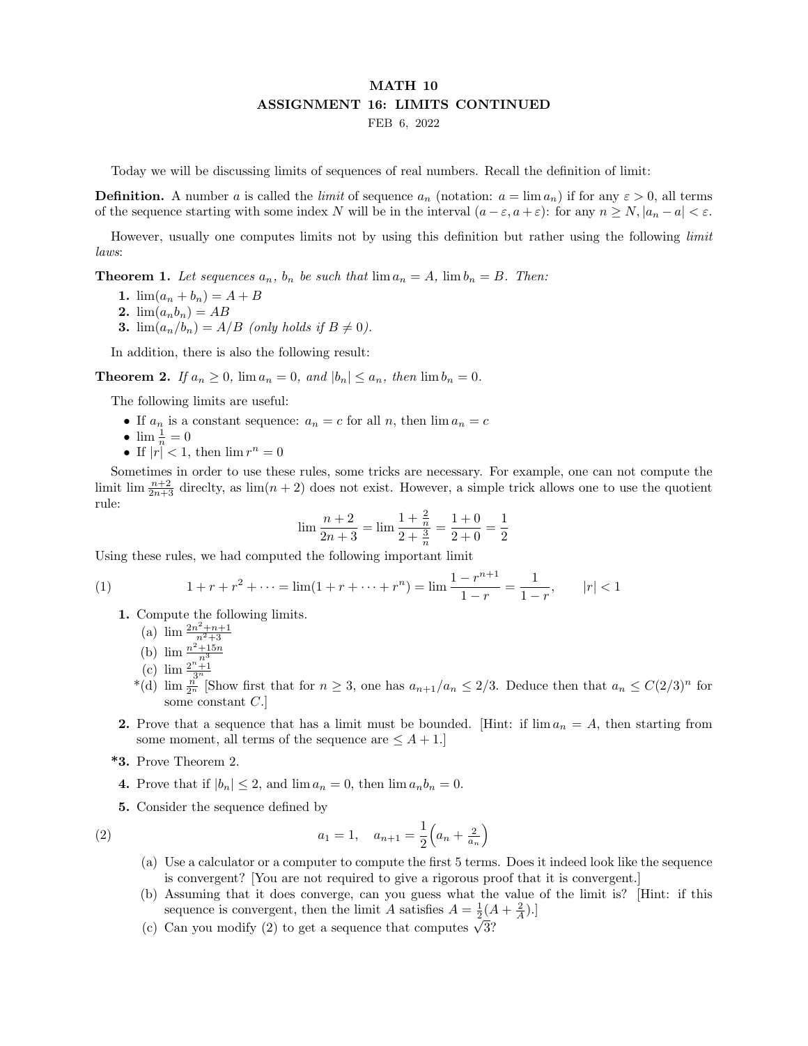# MATH 10
## ASSIGNMENT 16: LIMITS CONTINUED

FEB 6, 2022

Today we will be discussing limits of sequences of real numbers. Recall the definition of limit:

**Definition.** A number $a$ is called the *limit* of sequence $a_n$ (notation: $a = \lim a_n$) if for any $\varepsilon > 0$, all terms of the sequence starting with some index $N$ will be in the interval $(a-\varepsilon, a+\varepsilon)$: for any $n \geq N$, $|a_n - a| < \varepsilon$.

However, usually one computes limits not by using this definition but rather using the following *limit laws*:

**Theorem 1.** *Let sequences $a_n$, $b_n$ be such that $\lim a_n = A$, $\lim b_n = B$. Then:*

**1.** $\lim(a_n + b_n) = A + B$
**2.** $\lim(a_n b_n) = AB$
**3.** $\lim(a_n / b_n) = A/B$ *(only holds if $B \neq 0$).*

In addition, there is also the following result:

**Theorem 2.** *If $a_n \geq 0$, $\lim a_n = 0$, and $|b_n| \leq a_n$, then $\lim b_n = 0$.*

The following limits are useful:

- If $a_n$ is a constant sequence: $a_n = c$ for all $n$, then $\lim a_n = c$
- $\lim \frac{1}{n} = 0$
- If $|r| < 1$, then $\lim r^n = 0$

Sometimes in order to use these rules, some tricks are necessary. For example, one can not compute the limit $\lim \frac{n+2}{2n+3}$ direclty, as $\lim(n+2)$ does not exist. However, a simple trick allows one to use the quotient rule:

$$\lim \frac{n+2}{2n+3} = \lim \frac{1+\frac{2}{n}}{2+\frac{3}{n}} = \frac{1+0}{2+0} = \frac{1}{2}$$

Using these rules, we had computed the following important limit

$$1 + r + r^2 + \cdots = \lim(1 + r + \cdots + r^n) = \lim \frac{1-r^{n+1}}{1-r} = \frac{1}{1-r}, \qquad |r| < 1 \tag{1}$$

**1.** Compute the following limits.

(a) $\lim \frac{2n^2+n+1}{n^2+3}$

(b) $\lim \frac{n^2+15n}{n^3}$

(c) $\lim \frac{2^n+1}{3^n}$

*(d) $\lim \frac{n}{2^n}$ [Show first that for $n \geq 3$, one has $a_{n+1}/a_n \leq 2/3$. Deduce then that $a_n \leq C(2/3)^n$ for some constant $C$.]

**2.** Prove that a sequence that has a limit must be bounded. [Hint: if $\lim a_n = A$, then starting from some moment, all terms of the sequence are $\leq A + 1$.]

***3.** Prove Theorem 2.

**4.** Prove that if $|b_n| \leq 2$, and $\lim a_n = 0$, then $\lim a_n b_n = 0$.

**5.** Consider the sequence defined by

$$a_1 = 1, \quad a_{n+1} = \frac{1}{2}\Big(a_n + \tfrac{2}{a_n}\Big) \tag{2}$$

(a) Use a calculator or a computer to compute the first 5 terms. Does it indeed look like the sequence is convergent? [You are not required to give a rigorous proof that it is convergent.]

(b) Assuming that it does converge, can you guess what the value of the limit is? [Hint: if this sequence is convergent, then the limit $A$ satisfies $A = \frac{1}{2}(A + \frac{2}{A})$.]

(c) Can you modify (2) to get a sequence that computes $\sqrt{3}$?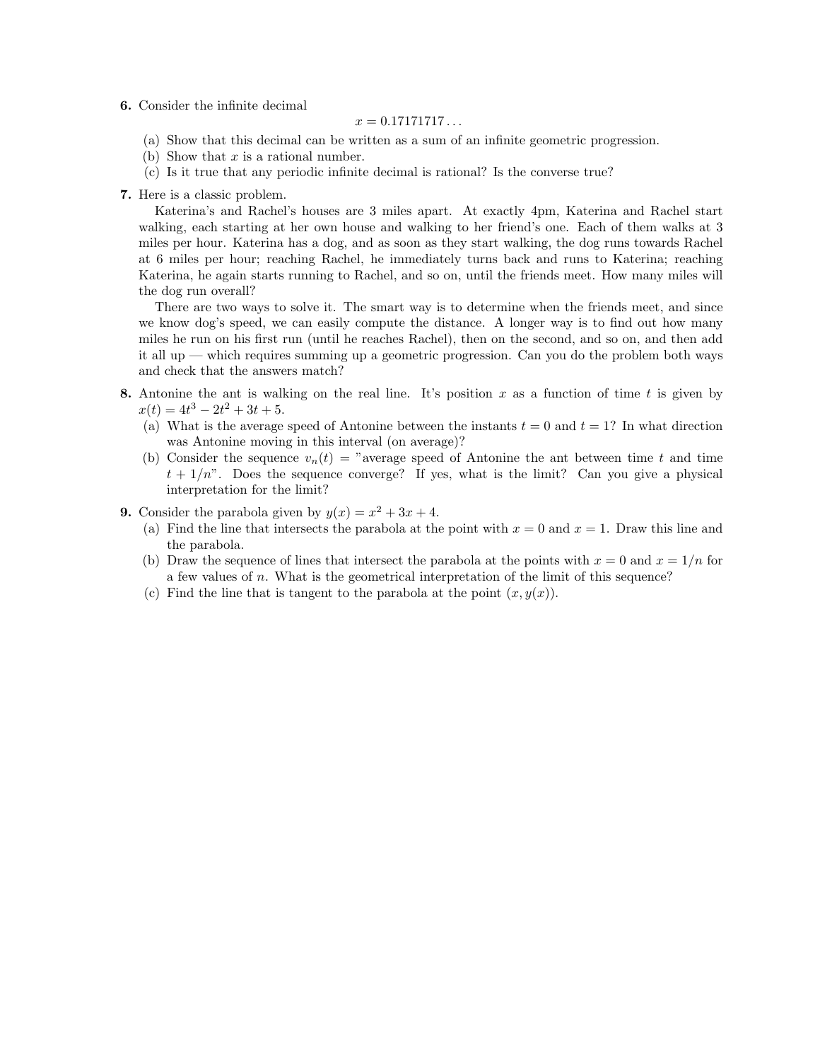**6.** Consider the infinite decimal

$$x = 0.17171717\ldots$$

(a) Show that this decimal can be written as a sum of an infinite geometric progression.
(b) Show that $x$ is a rational number.
(c) Is it true that any periodic infinite decimal is rational? Is the converse true?

**7.** Here is a classic problem.

Katerina's and Rachel's houses are 3 miles apart. At exactly 4pm, Katerina and Rachel start walking, each starting at her own house and walking to her friend's one. Each of them walks at 3 miles per hour. Katerina has a dog, and as soon as they start walking, the dog runs towards Rachel at 6 miles per hour; reaching Rachel, he immediately turns back and runs to Katerina; reaching Katerina, he again starts running to Rachel, and so on, until the friends meet. How many miles will the dog run overall?

There are two ways to solve it. The smart way is to determine when the friends meet, and since we know dog's speed, we can easily compute the distance. A longer way is to find out how many miles he run on his first run (until he reaches Rachel), then on the second, and so on, and then add it all up — which requires summing up a geometric progression. Can you do the problem both ways and check that the answers match?

**8.** Antonine the ant is walking on the real line. It's position $x$ as a function of time $t$ is given by $x(t) = 4t^3 - 2t^2 + 3t + 5$.

(a) What is the average speed of Antonine between the instants $t = 0$ and $t = 1$? In what direction was Antonine moving in this interval (on average)?
(b) Consider the sequence $v_n(t) =$ "average speed of Antonine the ant between time $t$ and time $t + 1/n$". Does the sequence converge? If yes, what is the limit? Can you give a physical interpretation for the limit?

**9.** Consider the parabola given by $y(x) = x^2 + 3x + 4$.

(a) Find the line that intersects the parabola at the point with $x = 0$ and $x = 1$. Draw this line and the parabola.
(b) Draw the sequence of lines that intersect the parabola at the points with $x = 0$ and $x = 1/n$ for a few values of $n$. What is the geometrical interpretation of the limit of this sequence?
(c) Find the line that is tangent to the parabola at the point $(x, y(x))$.